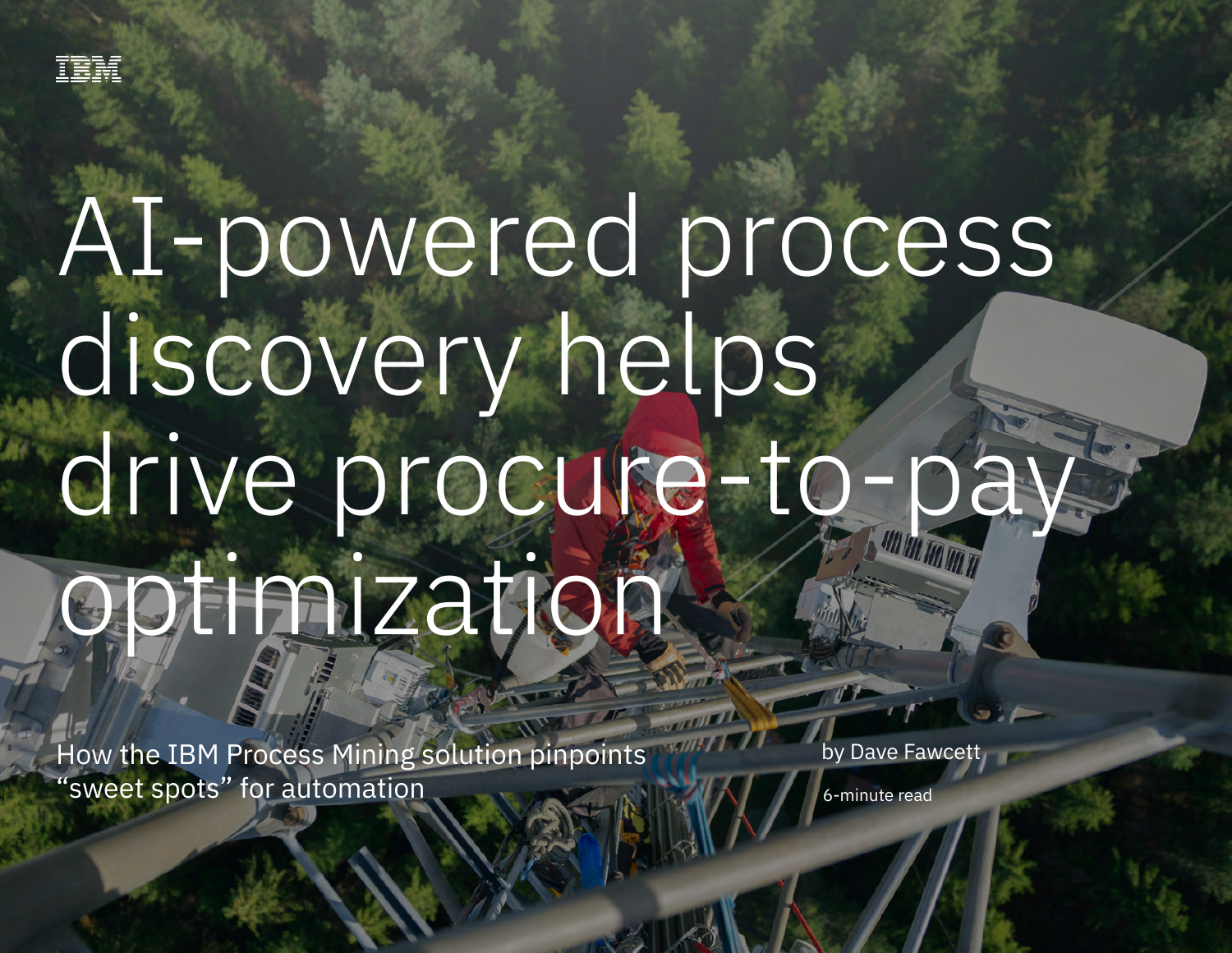IBM

# AI-powered process discovery helps drive procure-to-pay optimization

How the IBM Process Mining solution pinpoints "sweet spots" for automation

by Dave Fawcett

6-minute read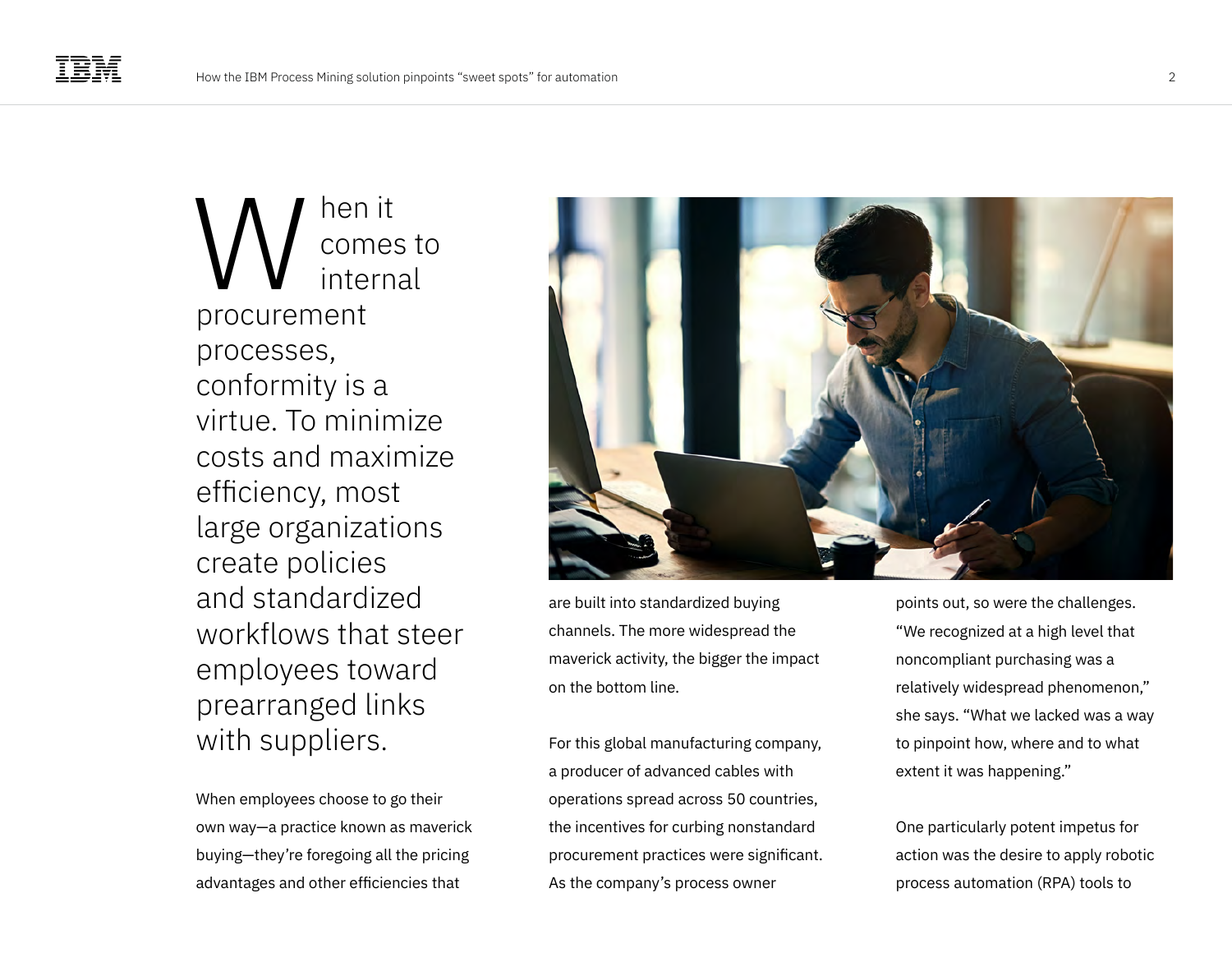When it comes to internal procurement processes, conformity is a virtue. To minimize costs and maximize efficiency, most large organizations create policies and standardized workflows that steer employees toward prearranged links with suppliers.

When employees choose to go their own way—a practice known as maverick buying—they're foregoing all the pricing advantages and other efficiencies that are built into standardized buying channels. The more widespread the maverick activity, the bigger the impact on the bottom line.

For this global manufacturing company, a producer of advanced cables with operations spread across 50 countries, the incentives for curbing nonstandard procurement practices were significant. As the company's process owner points out, so were the challenges. "We recognized at a high level that noncompliant purchasing was a relatively widespread phenomenon," she says. "What we lacked was a way to pinpoint how, where and to what extent it was happening."

One particularly potent impetus for action was the desire to apply robotic process automation (RPA) tools to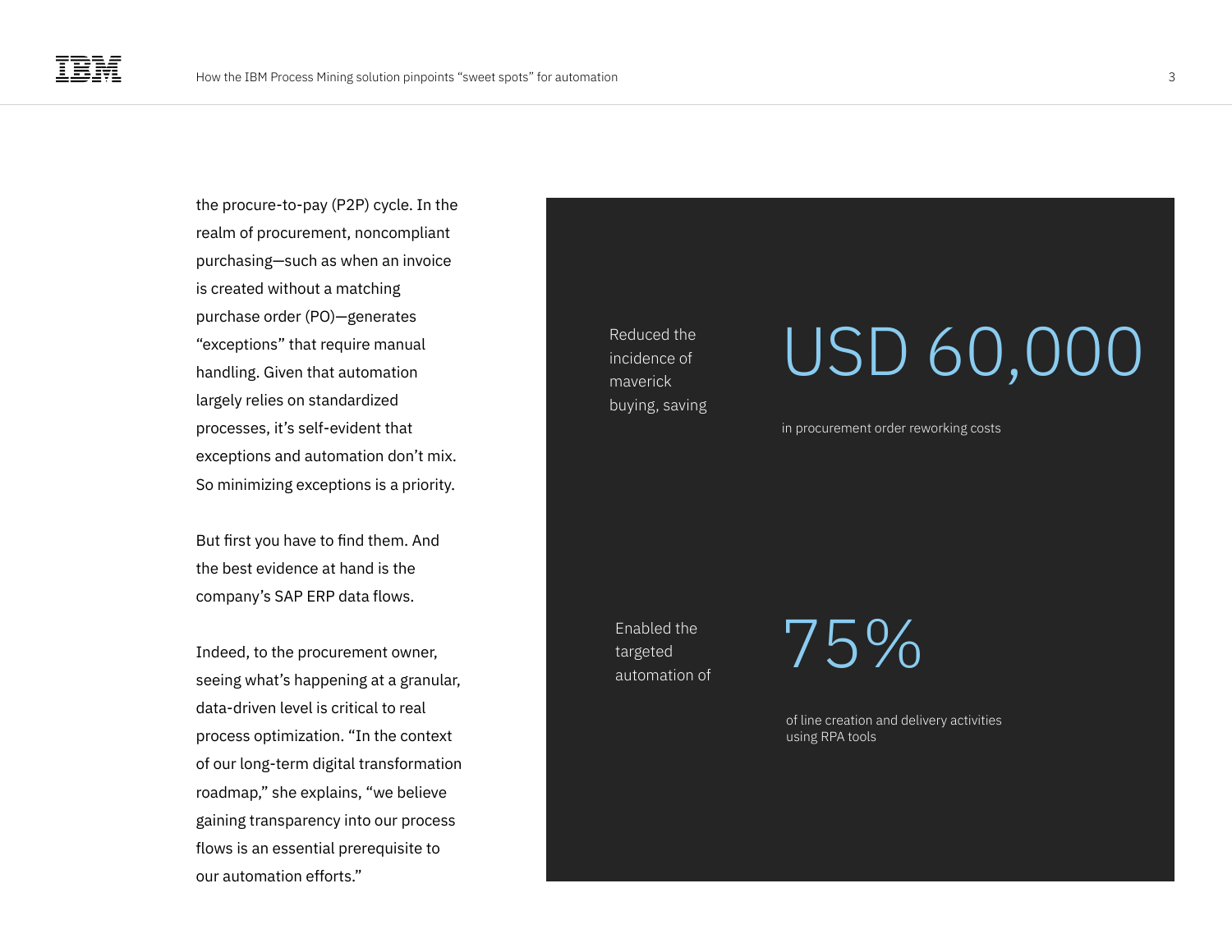the procure-to-pay (P2P) cycle. In the realm of procurement, noncompliant purchasing—such as when an invoice is created without a matching purchase order (PO)—generates "exceptions" that require manual handling. Given that automation largely relies on standardized processes, it's self-evident that exceptions and automation don't mix. So minimizing exceptions is a priority.

But first you have to find them. And the best evidence at hand is the company's SAP ERP data flows.

Indeed, to the procurement owner, seeing what's happening at a granular, data-driven level is critical to real process optimization. "In the context of our long-term digital transformation roadmap," she explains, "we believe gaining transparency into our process flows is an essential prerequisite to our automation efforts."

Reduced the incidence of maverick buying, saving

**USD 60,000**

in procurement order reworking costs

Enabled the targeted automation of

**75%**

of line creation and delivery activities using RPA tools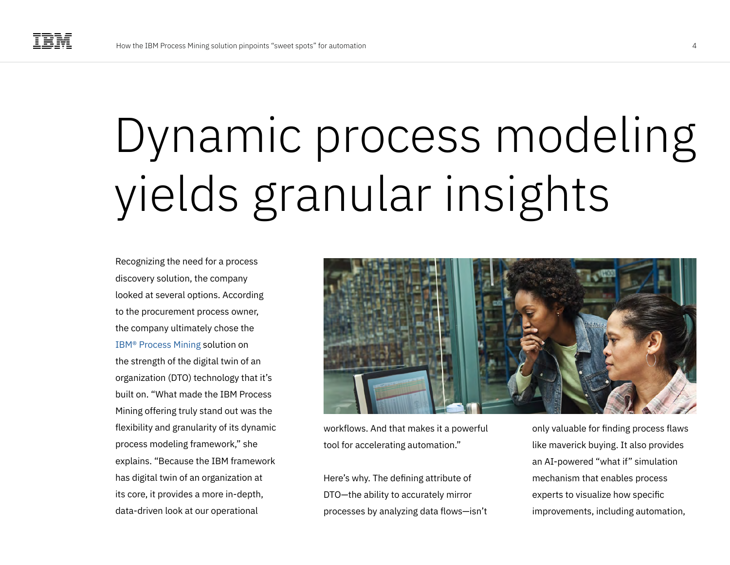# Dynamic process modeling yields granular insights

Recognizing the need for a process discovery solution, the company looked at several options. According to the procurement process owner, the company ultimately chose the IBM® Process Mining solution on the strength of the digital twin of an organization (DTO) technology that it's built on. "What made the IBM Process Mining offering truly stand out was the flexibility and granularity of its dynamic process modeling framework," she explains. "Because the IBM framework has digital twin of an organization at its core, it provides a more in-depth, data-driven look at our operational workflows. And that makes it a powerful tool for accelerating automation."

Here's why. The defining attribute of DTO—the ability to accurately mirror processes by analyzing data flows—isn't only valuable for finding process flaws like maverick buying. It also provides an AI-powered "what if" simulation mechanism that enables process experts to visualize how specific improvements, including automation,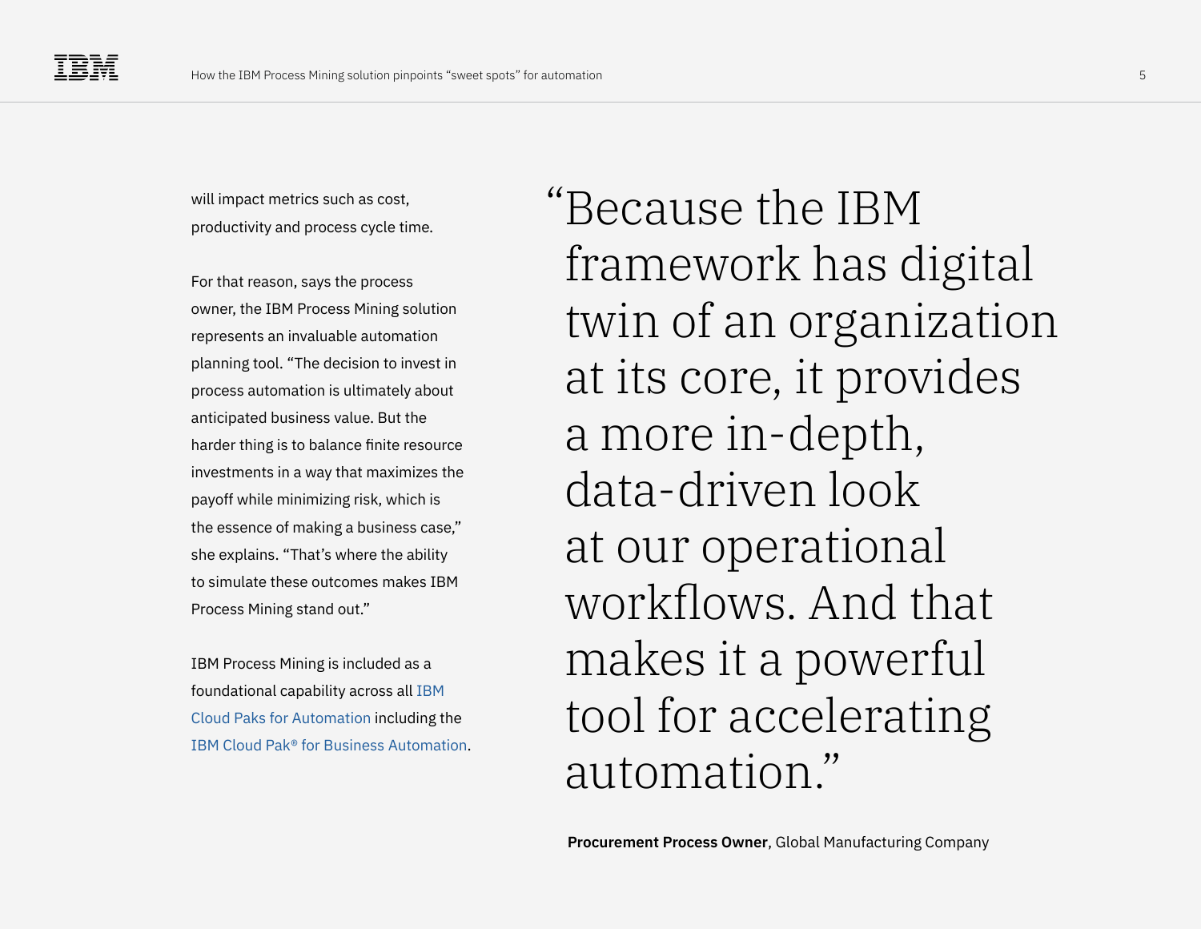will impact metrics such as cost, productivity and process cycle time.

For that reason, says the process owner, the IBM Process Mining solution represents an invaluable automation planning tool. “The decision to invest in process automation is ultimately about anticipated business value. But the harder thing is to balance finite resource investments in a way that maximizes the payoff while minimizing risk, which is the essence of making a business case,” she explains. “That’s where the ability to simulate these outcomes makes IBM Process Mining stand out.”

IBM Process Mining is included as a foundational capability across all IBM Cloud Paks for Automation including the IBM Cloud Pak® for Business Automation.

> “Because the IBM framework has digital twin of an organization at its core, it provides a more in-depth, data-driven look at our operational workflows. And that makes it a powerful tool for accelerating automation.”

**Procurement Process Owner**, Global Manufacturing Company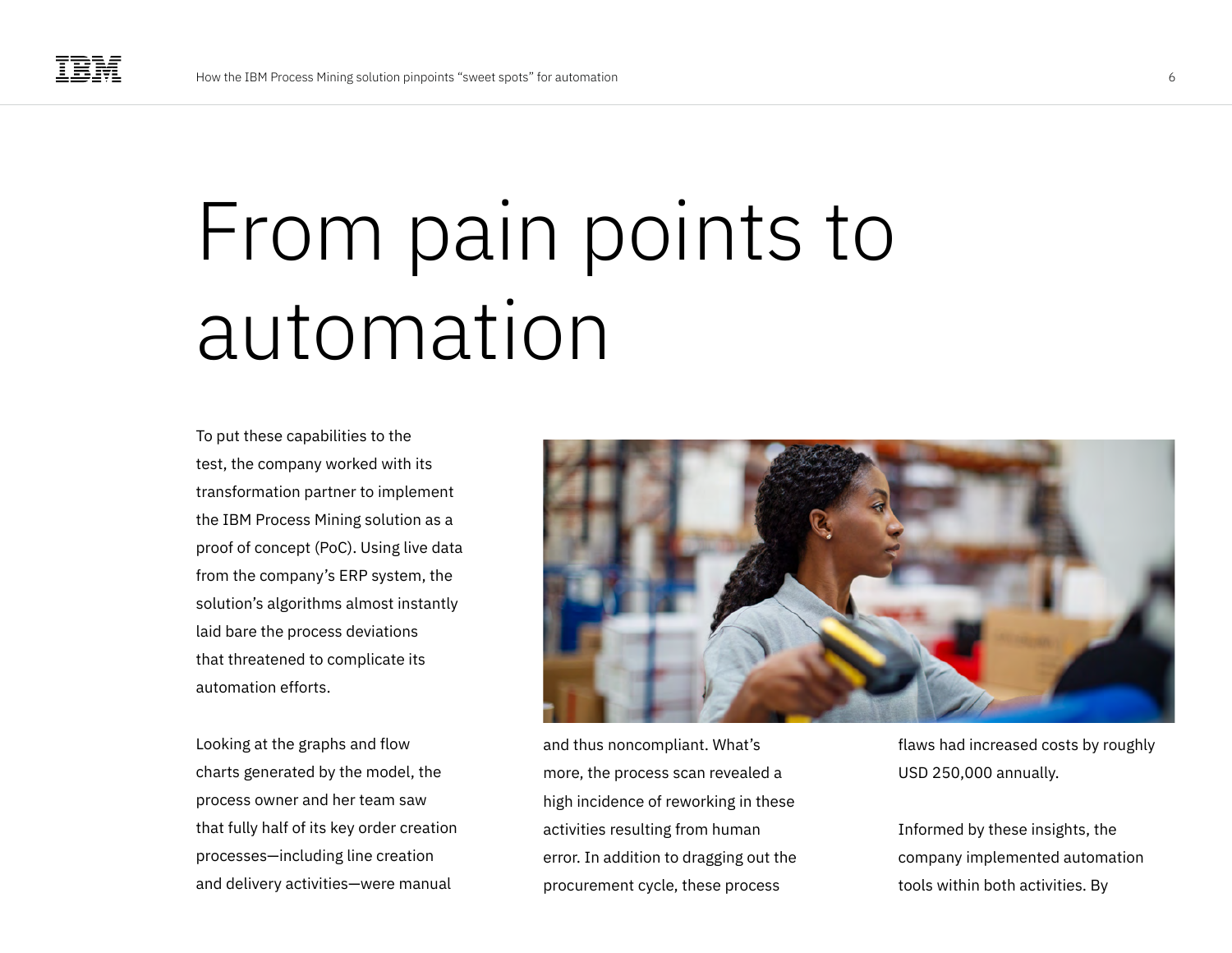# From pain points to automation

To put these capabilities to the test, the company worked with its transformation partner to implement the IBM Process Mining solution as a proof of concept (PoC). Using live data from the company's ERP system, the solution's algorithms almost instantly laid bare the process deviations that threatened to complicate its automation efforts.

Looking at the graphs and flow charts generated by the model, the process owner and her team saw that fully half of its key order creation processes—including line creation and delivery activities—were manual and thus noncompliant. What's more, the process scan revealed a high incidence of reworking in these activities resulting from human error. In addition to dragging out the procurement cycle, these process flaws had increased costs by roughly USD 250,000 annually.

Informed by these insights, the company implemented automation tools within both activities. By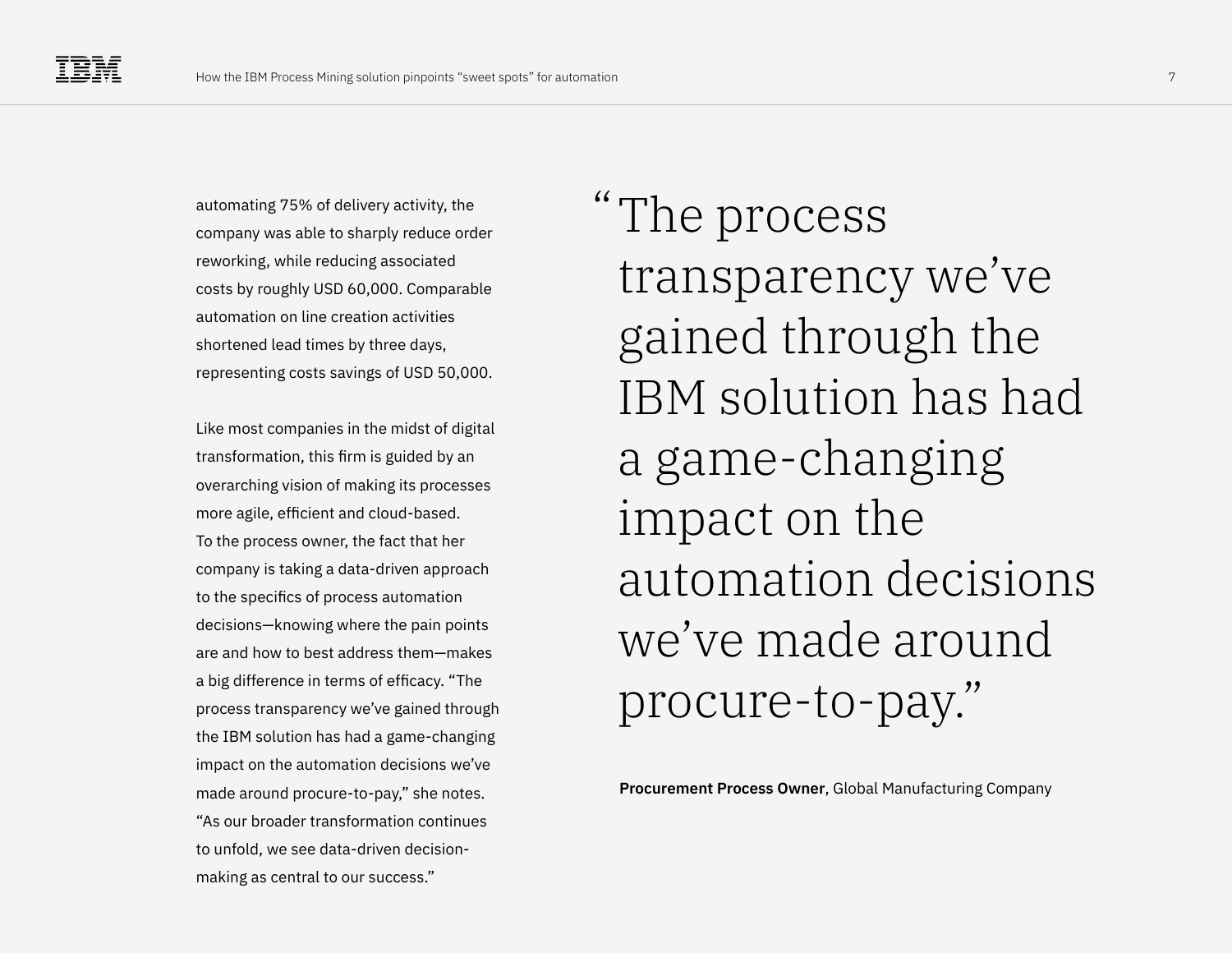automating 75% of delivery activity, the company was able to sharply reduce order reworking, while reducing associated costs by roughly USD 60,000. Comparable automation on line creation activities shortened lead times by three days, representing costs savings of USD 50,000.

Like most companies in the midst of digital transformation, this firm is guided by an overarching vision of making its processes more agile, efficient and cloud-based. To the process owner, the fact that her company is taking a data-driven approach to the specifics of process automation decisions—knowing where the pain points are and how to best address them—makes a big difference in terms of efficacy. "The process transparency we've gained through the IBM solution has had a game-changing impact on the automation decisions we've made around procure-to-pay," she notes. "As our broader transformation continues to unfold, we see data-driven decision-making as central to our success."

> "The process transparency we've gained through the IBM solution has had a game-changing impact on the automation decisions we've made around procure-to-pay."
>
> **Procurement Process Owner**, Global Manufacturing Company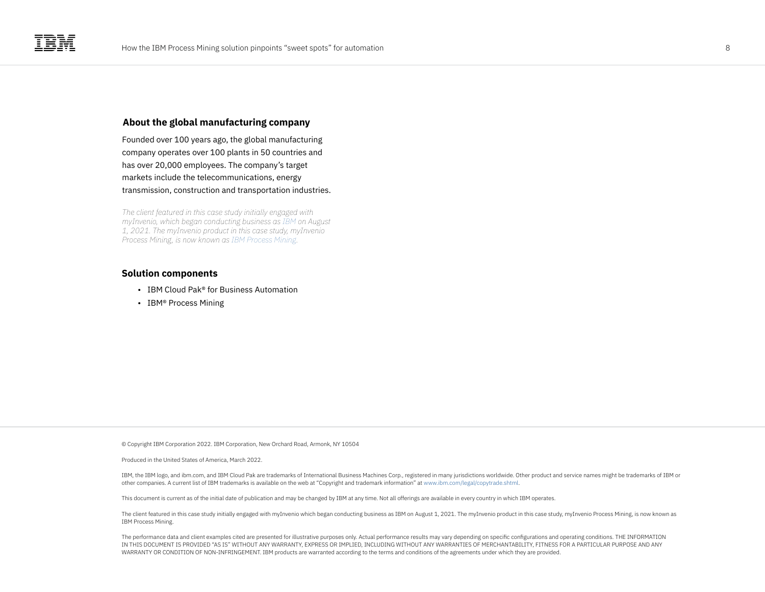## About the global manufacturing company

Founded over 100 years ago, the global manufacturing company operates over 100 plants in 50 countries and has over 20,000 employees. The company's target markets include the telecommunications, energy transmission, construction and transportation industries.

*The client featured in this case study initially engaged with myInvenio, which began conducting business as IBM on August 1, 2021. The myInvenio product in this case study, myInvenio Process Mining, is now known as IBM Process Mining.*

## Solution components

- IBM Cloud Pak® for Business Automation
- IBM® Process Mining

© Copyright IBM Corporation 2022. IBM Corporation, New Orchard Road, Armonk, NY 10504

Produced in the United States of America, March 2022.

IBM, the IBM logo, and ibm.com, and IBM Cloud Pak are trademarks of International Business Machines Corp., registered in many jurisdictions worldwide. Other product and service names might be trademarks of IBM or other companies. A current list of IBM trademarks is available on the web at "Copyright and trademark information" at www.ibm.com/legal/copytrade.shtml.

This document is current as of the initial date of publication and may be changed by IBM at any time. Not all offerings are available in every country in which IBM operates.

The client featured in this case study initially engaged with myInvenio which began conducting business as IBM on August 1, 2021. The myInvenio product in this case study, myInvenio Process Mining, is now known as IBM Process Mining.

The performance data and client examples cited are presented for illustrative purposes only. Actual performance results may vary depending on specific configurations and operating conditions. THE INFORMATION IN THIS DOCUMENT IS PROVIDED "AS IS" WITHOUT ANY WARRANTY, EXPRESS OR IMPLIED, INCLUDING WITHOUT ANY WARRANTIES OF MERCHANTABILITY, FITNESS FOR A PARTICULAR PURPOSE AND ANY WARRANTY OR CONDITION OF NON-INFRINGEMENT. IBM products are warranted according to the terms and conditions of the agreements under which they are provided.